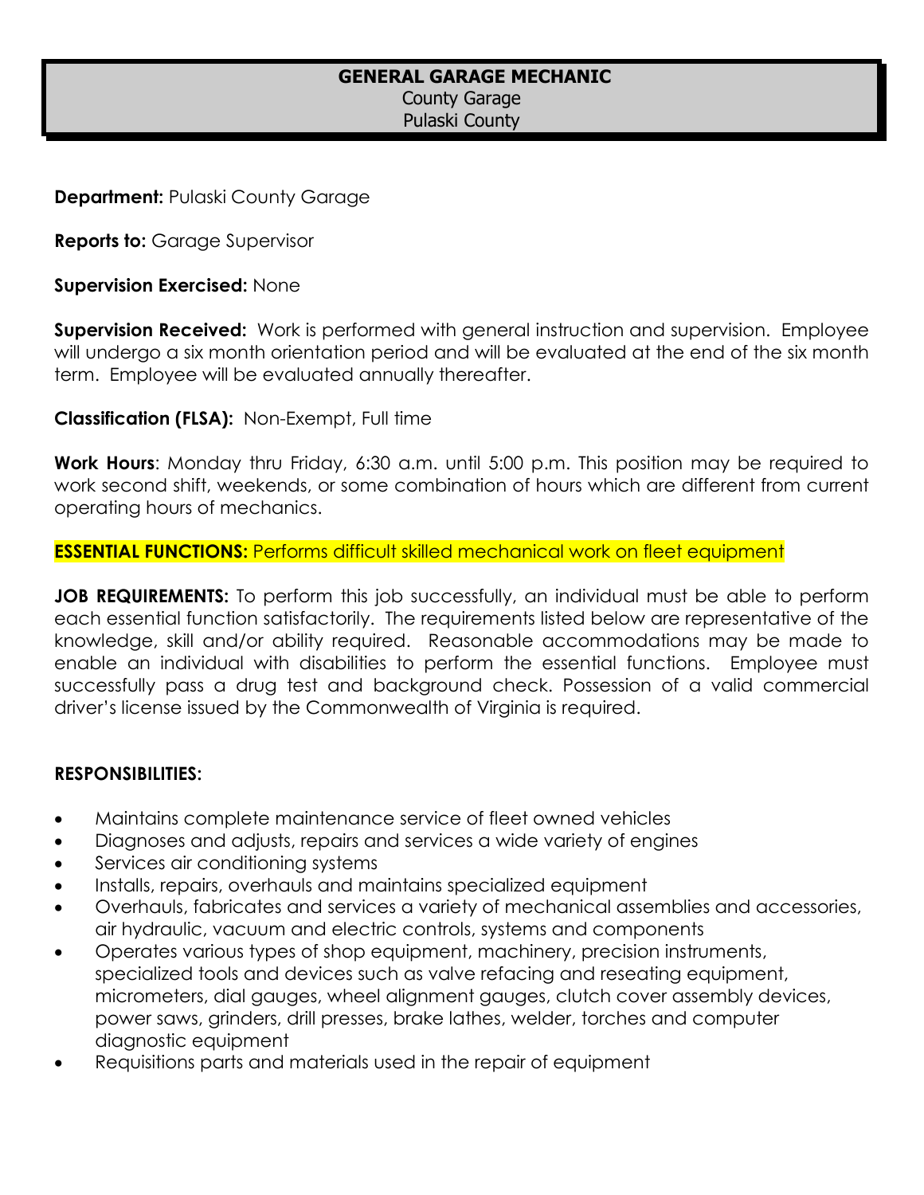# GENERAL GARAGE MECHANIC

County Garage
Pulaski County

**Department:** Pulaski County Garage

**Reports to:** Garage Supervisor

**Supervision Exercised:** None

**Supervision Received:** Work is performed with general instruction and supervision. Employee will undergo a six month orientation period and will be evaluated at the end of the six month term. Employee will be evaluated annually thereafter.

**Classification (FLSA):** Non-Exempt, Full time

**Work Hours**: Monday thru Friday, 6:30 a.m. until 5:00 p.m. This position may be required to work second shift, weekends, or some combination of hours which are different from current operating hours of mechanics.

**ESSENTIAL FUNCTIONS:** Performs difficult skilled mechanical work on fleet equipment

**JOB REQUIREMENTS:** To perform this job successfully, an individual must be able to perform each essential function satisfactorily. The requirements listed below are representative of the knowledge, skill and/or ability required. Reasonable accommodations may be made to enable an individual with disabilities to perform the essential functions. Employee must successfully pass a drug test and background check. Possession of a valid commercial driver's license issued by the Commonwealth of Virginia is required.

**RESPONSIBILITIES:**

- Maintains complete maintenance service of fleet owned vehicles
- Diagnoses and adjusts, repairs and services a wide variety of engines
- Services air conditioning systems
- Installs, repairs, overhauls and maintains specialized equipment
- Overhauls, fabricates and services a variety of mechanical assemblies and accessories, air hydraulic, vacuum and electric controls, systems and components
- Operates various types of shop equipment, machinery, precision instruments, specialized tools and devices such as valve refacing and reseating equipment, micrometers, dial gauges, wheel alignment gauges, clutch cover assembly devices, power saws, grinders, drill presses, brake lathes, welder, torches and computer diagnostic equipment
- Requisitions parts and materials used in the repair of equipment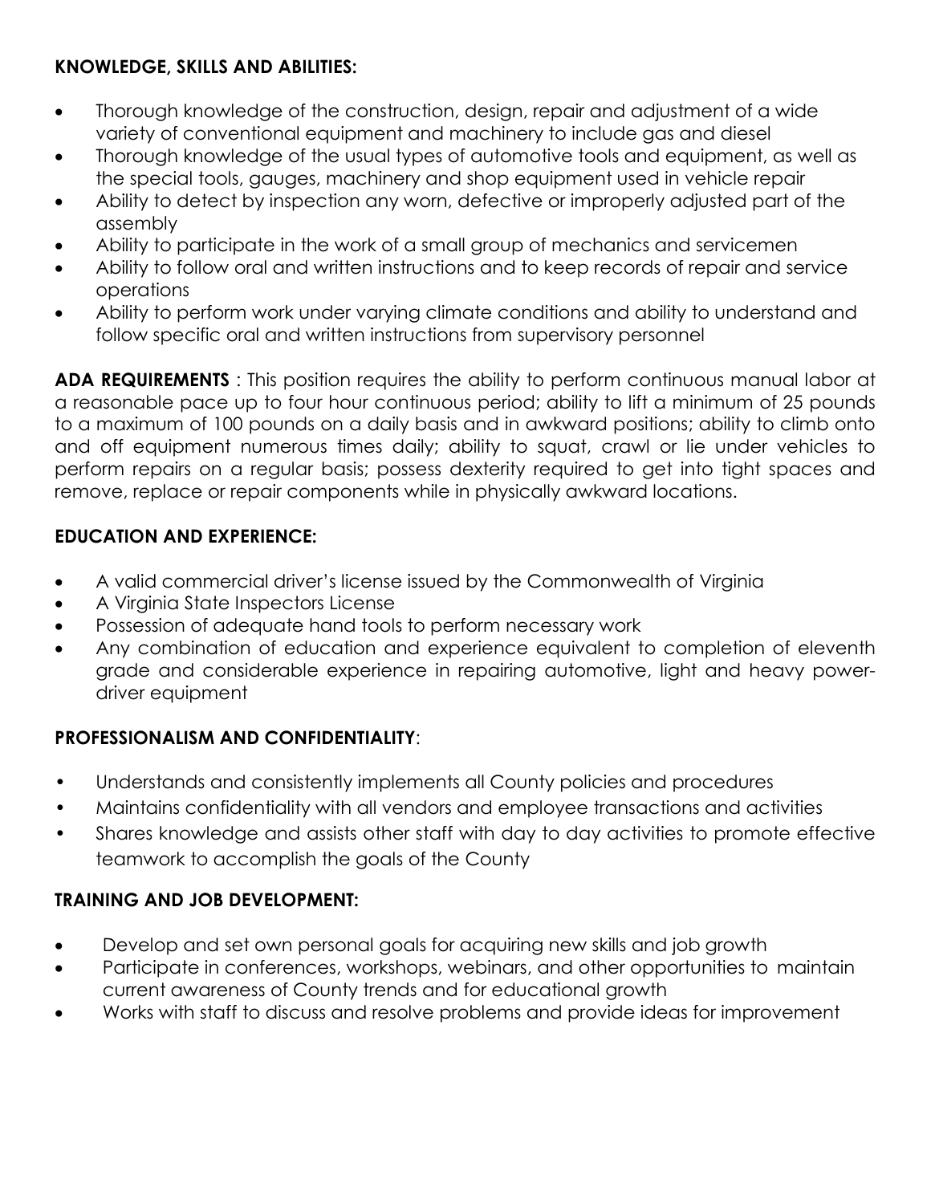**KNOWLEDGE, SKILLS AND ABILITIES:**

- Thorough knowledge of the construction, design, repair and adjustment of a wide variety of conventional equipment and machinery to include gas and diesel
- Thorough knowledge of the usual types of automotive tools and equipment, as well as the special tools, gauges, machinery and shop equipment used in vehicle repair
- Ability to detect by inspection any worn, defective or improperly adjusted part of the assembly
- Ability to participate in the work of a small group of mechanics and servicemen
- Ability to follow oral and written instructions and to keep records of repair and service operations
- Ability to perform work under varying climate conditions and ability to understand and follow specific oral and written instructions from supervisory personnel

**ADA REQUIREMENTS** : This position requires the ability to perform continuous manual labor at a reasonable pace up to four hour continuous period; ability to lift a minimum of 25 pounds to a maximum of 100 pounds on a daily basis and in awkward positions; ability to climb onto and off equipment numerous times daily; ability to squat, crawl or lie under vehicles to perform repairs on a regular basis; possess dexterity required to get into tight spaces and remove, replace or repair components while in physically awkward locations.

**EDUCATION AND EXPERIENCE:**

- A valid commercial driver's license issued by the Commonwealth of Virginia
- A Virginia State Inspectors License
- Possession of adequate hand tools to perform necessary work
- Any combination of education and experience equivalent to completion of eleventh grade and considerable experience in repairing automotive, light and heavy power-driver equipment

**PROFESSIONALISM AND CONFIDENTIALITY**:

- Understands and consistently implements all County policies and procedures
- Maintains confidentiality with all vendors and employee transactions and activities
- Shares knowledge and assists other staff with day to day activities to promote effective teamwork to accomplish the goals of the County

**TRAINING AND JOB DEVELOPMENT:**

- Develop and set own personal goals for acquiring new skills and job growth
- Participate in conferences, workshops, webinars, and other opportunities to maintain current awareness of County trends and for educational growth
- Works with staff to discuss and resolve problems and provide ideas for improvement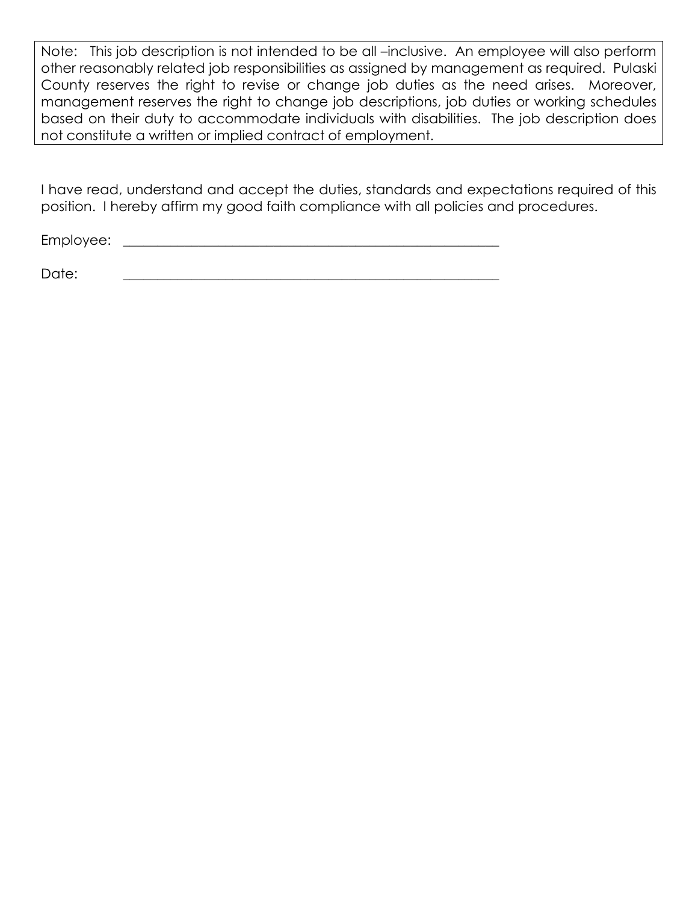Note: This job description is not intended to be all –inclusive. An employee will also perform other reasonably related job responsibilities as assigned by management as required. Pulaski County reserves the right to revise or change job duties as the need arises. Moreover, management reserves the right to change job descriptions, job duties or working schedules based on their duty to accommodate individuals with disabilities. The job description does not constitute a written or implied contract of employment.

I have read, understand and accept the duties, standards and expectations required of this position. I hereby affirm my good faith compliance with all policies and procedures.

Employee: ___________________________________________________________

Date: ___________________________________________________________